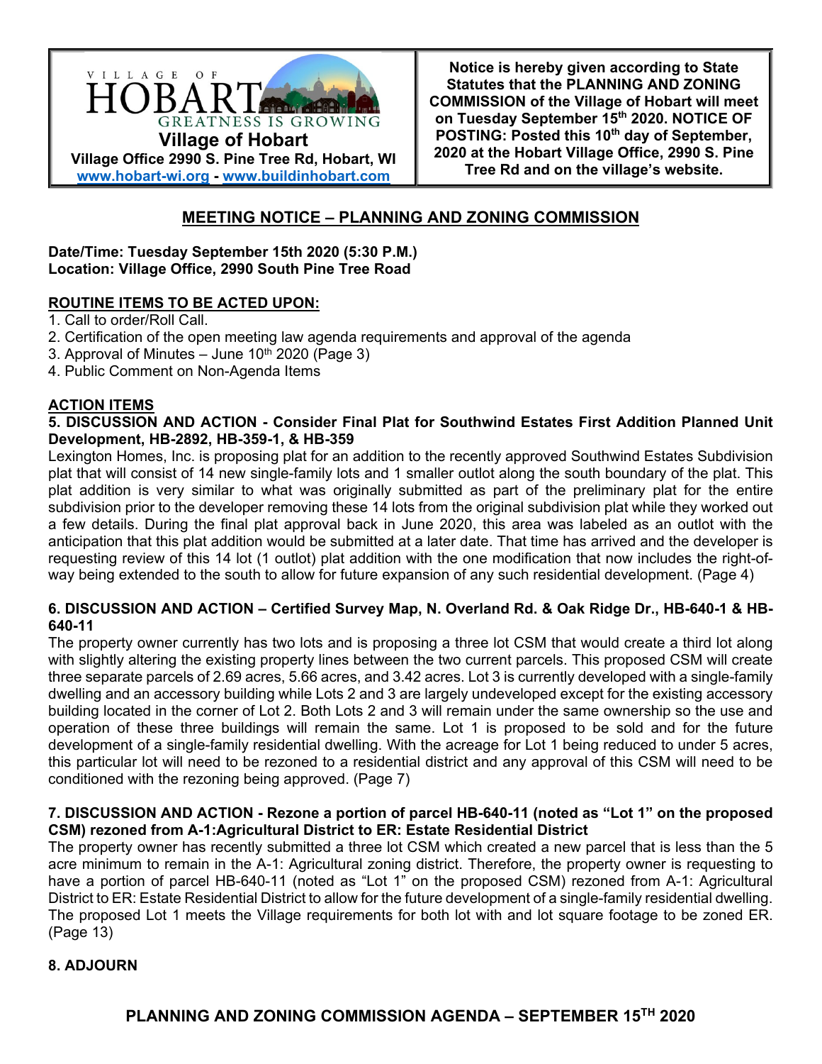VILLAGE OF HOBART

GREATNESS IS GROWING

**Village of Hobart**

**Village Office 2990 S. Pine Tree Rd, Hobart, WI**

**www.hobart-wi.org - www.buildinhobart.com**

**Notice is hereby given according to State Statutes that the PLANNING AND ZONING COMMISSION of the Village of Hobart will meet on Tuesday September 15th 2020. NOTICE OF POSTING: Posted this 10th day of September, 2020 at the Hobart Village Office, 2990 S. Pine Tree Rd and on the village's website.**

## MEETING NOTICE – PLANNING AND ZONING COMMISSION

**Date/Time: Tuesday September 15th 2020 (5:30 P.M.)**
**Location: Village Office, 2990 South Pine Tree Road**

### ROUTINE ITEMS TO BE ACTED UPON:

1. Call to order/Roll Call.
2. Certification of the open meeting law agenda requirements and approval of the agenda
3. Approval of Minutes – June 10th 2020 (Page 3)
4. Public Comment on Non-Agenda Items

### ACTION ITEMS

**5. DISCUSSION AND ACTION - Consider Final Plat for Southwind Estates First Addition Planned Unit Development, HB-2892, HB-359-1, & HB-359**

Lexington Homes, Inc. is proposing plat for an addition to the recently approved Southwind Estates Subdivision plat that will consist of 14 new single-family lots and 1 smaller outlot along the south boundary of the plat. This plat addition is very similar to what was originally submitted as part of the preliminary plat for the entire subdivision prior to the developer removing these 14 lots from the original subdivision plat while they worked out a few details. During the final plat approval back in June 2020, this area was labeled as an outlot with the anticipation that this plat addition would be submitted at a later date. That time has arrived and the developer is requesting review of this 14 lot (1 outlot) plat addition with the one modification that now includes the right-of-way being extended to the south to allow for future expansion of any such residential development. (Page 4)

**6. DISCUSSION AND ACTION – Certified Survey Map, N. Overland Rd. & Oak Ridge Dr., HB-640-1 & HB-640-11**

The property owner currently has two lots and is proposing a three lot CSM that would create a third lot along with slightly altering the existing property lines between the two current parcels. This proposed CSM will create three separate parcels of 2.69 acres, 5.66 acres, and 3.42 acres. Lot 3 is currently developed with a single-family dwelling and an accessory building while Lots 2 and 3 are largely undeveloped except for the existing accessory building located in the corner of Lot 2. Both Lots 2 and 3 will remain under the same ownership so the use and operation of these three buildings will remain the same. Lot 1 is proposed to be sold and for the future development of a single-family residential dwelling. With the acreage for Lot 1 being reduced to under 5 acres, this particular lot will need to be rezoned to a residential district and any approval of this CSM will need to be conditioned with the rezoning being approved. (Page 7)

**7. DISCUSSION AND ACTION - Rezone a portion of parcel HB-640-11 (noted as "Lot 1" on the proposed CSM) rezoned from A-1:Agricultural District to ER: Estate Residential District**

The property owner has recently submitted a three lot CSM which created a new parcel that is less than the 5 acre minimum to remain in the A-1: Agricultural zoning district. Therefore, the property owner is requesting to have a portion of parcel HB-640-11 (noted as "Lot 1" on the proposed CSM) rezoned from A-1: Agricultural District to ER: Estate Residential District to allow for the future development of a single-family residential dwelling. The proposed Lot 1 meets the Village requirements for both lot with and lot square footage to be zoned ER. (Page 13)

**8. ADJOURN**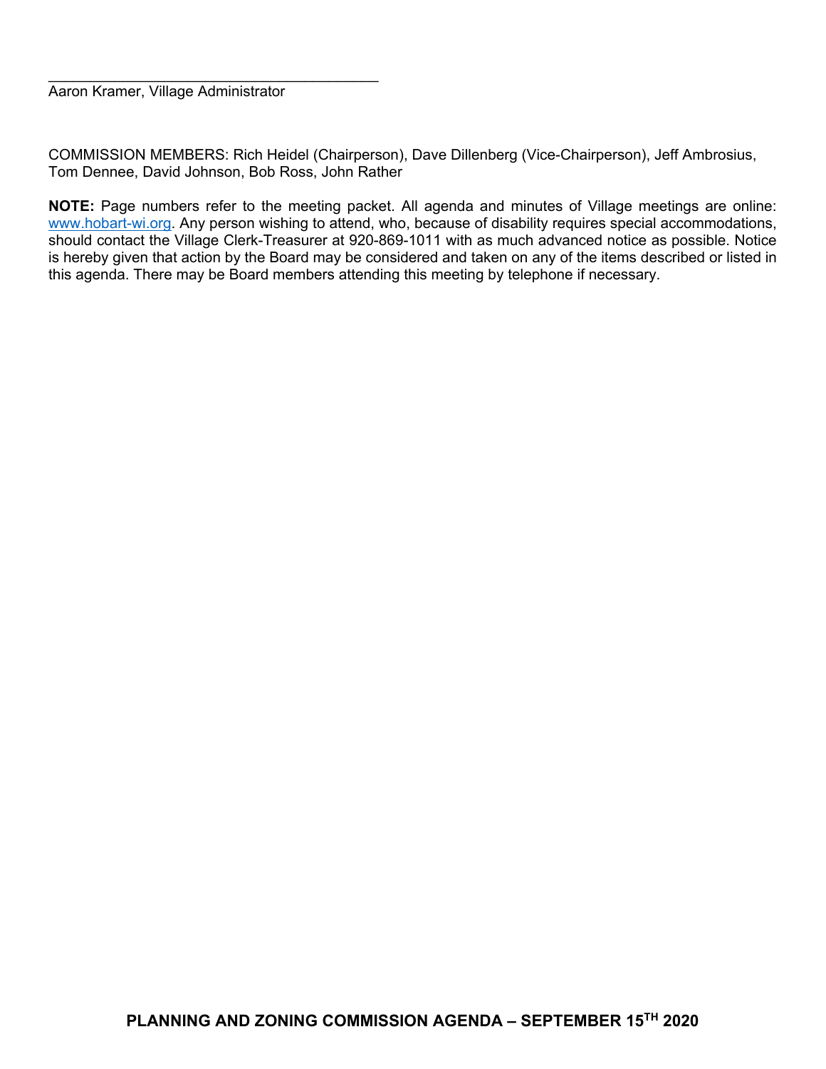\_\_\_\_\_\_\_\_\_\_\_\_\_\_\_\_\_\_\_\_\_\_\_\_\_\_\_\_\_\_\_\_\_\_\_\_\_\_\_\_

Aaron Kramer, Village Administrator

COMMISSION MEMBERS: Rich Heidel (Chairperson), Dave Dillenberg (Vice-Chairperson), Jeff Ambrosius, Tom Dennee, David Johnson, Bob Ross, John Rather

**NOTE:** Page numbers refer to the meeting packet. All agenda and minutes of Village meetings are online: www.hobart-wi.org. Any person wishing to attend, who, because of disability requires special accommodations, should contact the Village Clerk-Treasurer at 920-869-1011 with as much advanced notice as possible. Notice is hereby given that action by the Board may be considered and taken on any of the items described or listed in this agenda. There may be Board members attending this meeting by telephone if necessary.